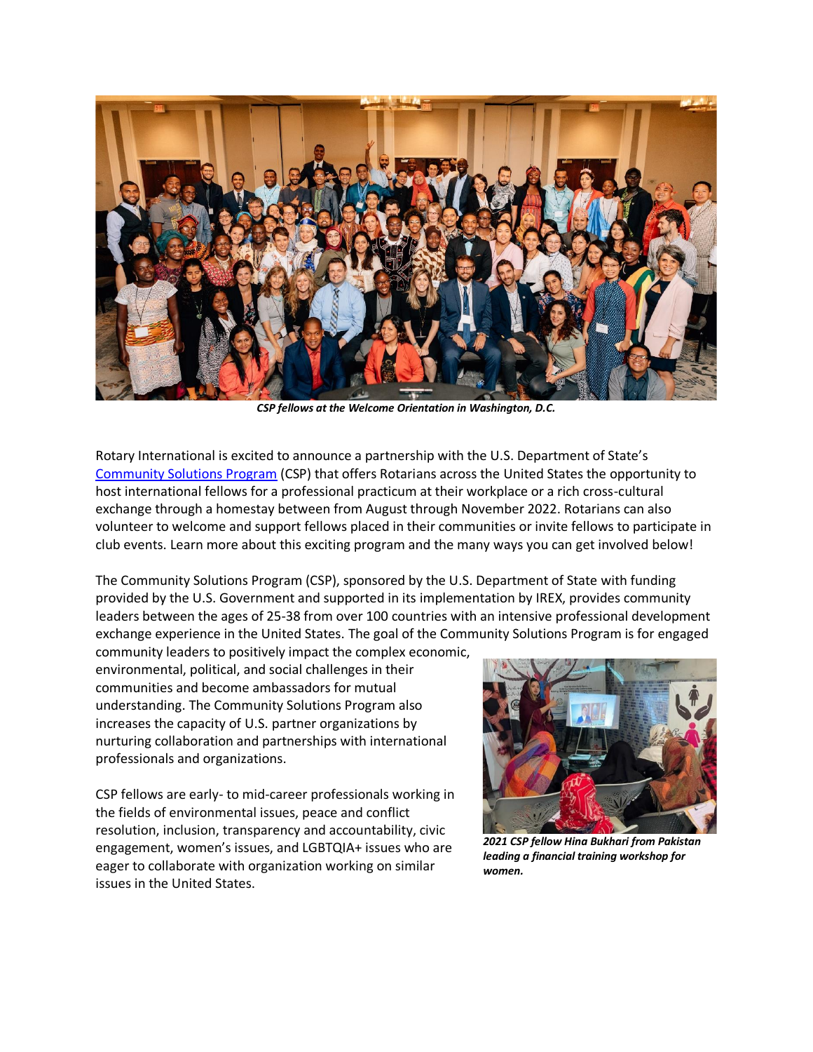*CSP fellows at the Welcome Orientation in Washington, D.C.*

Rotary International is excited to announce a partnership with the U.S. Department of State's [Community Solutions Program](#) (CSP) that offers Rotarians across the United States the opportunity to host international fellows for a professional practicum at their workplace or a rich cross-cultural exchange through a homestay between from August through November 2022. Rotarians can also volunteer to welcome and support fellows placed in their communities or invite fellows to participate in club events. Learn more about this exciting program and the many ways you can get involved below!

The Community Solutions Program (CSP), sponsored by the U.S. Department of State with funding provided by the U.S. Government and supported in its implementation by IREX, provides community leaders between the ages of 25-38 from over 100 countries with an intensive professional development exchange experience in the United States. The goal of the Community Solutions Program is for engaged community leaders to positively impact the complex economic, environmental, political, and social challenges in their communities and become ambassadors for mutual understanding. The Community Solutions Program also increases the capacity of U.S. partner organizations by nurturing collaboration and partnerships with international professionals and organizations.

CSP fellows are early- to mid-career professionals working in the fields of environmental issues, peace and conflict resolution, inclusion, transparency and accountability, civic engagement, women's issues, and LGBTQIA+ issues who are eager to collaborate with organization working on similar issues in the United States.

***2021 CSP fellow Hina Bukhari from Pakistan leading a financial training workshop for women.***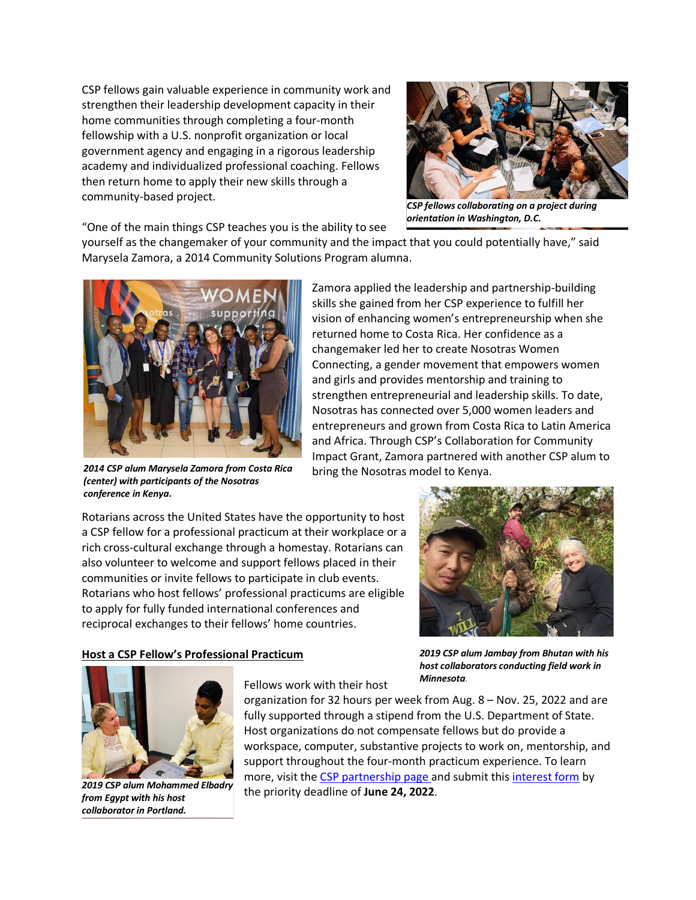CSP fellows gain valuable experience in community work and strengthen their leadership development capacity in their home communities through completing a four-month fellowship with a U.S. nonprofit organization or local government agency and engaging in a rigorous leadership academy and individualized professional coaching. Fellows then return home to apply their new skills through a community-based project.

***CSP fellows collaborating on a project during orientation in Washington, D.C.***

"One of the main things CSP teaches you is the ability to see yourself as the changemaker of your community and the impact that you could potentially have," said Marysela Zamora, a 2014 Community Solutions Program alumna.

***2014 CSP alum Marysela Zamora from Costa Rica (center) with participants of the Nosotras conference in Kenya.***

Zamora applied the leadership and partnership-building skills she gained from her CSP experience to fulfill her vision of enhancing women's entrepreneurship when she returned home to Costa Rica. Her confidence as a changemaker led her to create Nosotras Women Connecting, a gender movement that empowers women and girls and provides mentorship and training to strengthen entrepreneurial and leadership skills. To date, Nosotras has connected over 5,000 women leaders and entrepreneurs and grown from Costa Rica to Latin America and Africa. Through CSP's Collaboration for Community Impact Grant, Zamora partnered with another CSP alum to bring the Nosotras model to Kenya.

Rotarians across the United States have the opportunity to host a CSP fellow for a professional practicum at their workplace or a rich cross-cultural exchange through a homestay. Rotarians can also volunteer to welcome and support fellows placed in their communities or invite fellows to participate in club events. Rotarians who host fellows' professional practicums are eligible to apply for fully funded international conferences and reciprocal exchanges to their fellows' home countries.

***2019 CSP alum Jambay from Bhutan with his host collaborators conducting field work in Minnesota.***

## Host a CSP Fellow's Professional Practicum

***2019 CSP alum Mohammed Elbadry from Egypt with his host collaborator in Portland.***

Fellows work with their host organization for 32 hours per week from Aug. 8 – Nov. 25, 2022 and are fully supported through a stipend from the U.S. Department of State. Host organizations do not compensate fellows but do provide a workspace, computer, substantive projects to work on, mentorship, and support throughout the four-month practicum experience. To learn more, visit the CSP partnership page and submit this interest form by the priority deadline of **June 24, 2022**.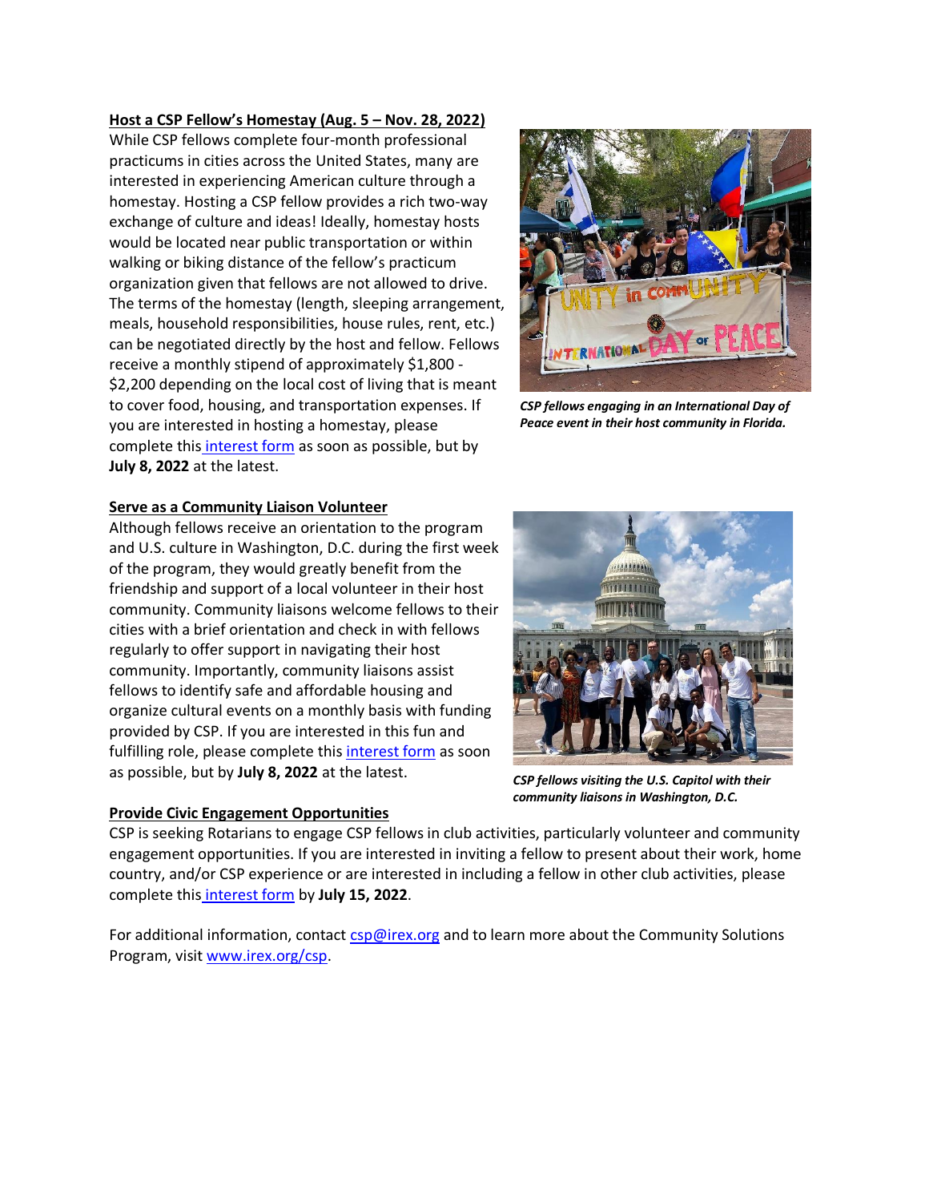**Host a CSP Fellow's Homestay (Aug. 5 – Nov. 28, 2022)**

While CSP fellows complete four-month professional practicums in cities across the United States, many are interested in experiencing American culture through a homestay. Hosting a CSP fellow provides a rich two-way exchange of culture and ideas! Ideally, homestay hosts would be located near public transportation or within walking or biking distance of the fellow's practicum organization given that fellows are not allowed to drive. The terms of the homestay (length, sleeping arrangement, meals, household responsibilities, house rules, rent, etc.) can be negotiated directly by the host and fellow. Fellows receive a monthly stipend of approximately $1,800 - $2,200 depending on the local cost of living that is meant to cover food, housing, and transportation expenses. If you are interested in hosting a homestay, please complete this interest form as soon as possible, but by **July 8, 2022** at the latest.

*CSP fellows engaging in an International Day of Peace event in their host community in Florida.*

**Serve as a Community Liaison Volunteer**

Although fellows receive an orientation to the program and U.S. culture in Washington, D.C. during the first week of the program, they would greatly benefit from the friendship and support of a local volunteer in their host community. Community liaisons welcome fellows to their cities with a brief orientation and check in with fellows regularly to offer support in navigating their host community. Importantly, community liaisons assist fellows to identify safe and affordable housing and organize cultural events on a monthly basis with funding provided by CSP. If you are interested in this fun and fulfilling role, please complete this interest form as soon as possible, but by **July 8, 2022** at the latest.

*CSP fellows visiting the U.S. Capitol with their community liaisons in Washington, D.C.*

**Provide Civic Engagement Opportunities**

CSP is seeking Rotarians to engage CSP fellows in club activities, particularly volunteer and community engagement opportunities. If you are interested in inviting a fellow to present about their work, home country, and/or CSP experience or are interested in including a fellow in other club activities, please complete this interest form by **July 15, 2022**.

For additional information, contact csp@irex.org and to learn more about the Community Solutions Program, visit www.irex.org/csp.